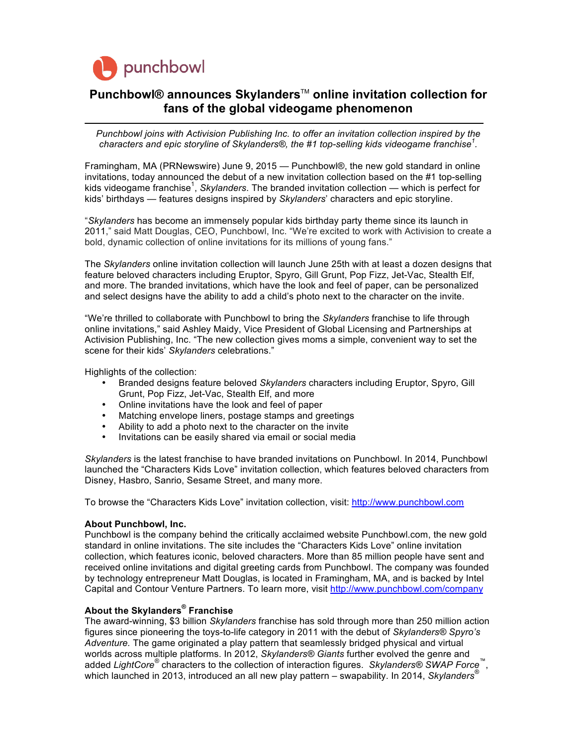punchbowl

# Punchbowl® announces Skylanders™ online invitation collection for fans of the global videogame phenomenon

*Punchbowl joins with Activision Publishing Inc. to offer an invitation collection inspired by the characters and epic storyline of Skylanders®, the #1 top-selling kids videogame franchise[1].*

Framingham, MA (PRNewswire) June 9, 2015 — Punchbowl®, the new gold standard in online invitations, today announced the debut of a new invitation collection based on the #1 top-selling kids videogame franchise[1], *Skylanders*. The branded invitation collection — which is perfect for kids' birthdays — features designs inspired by *Skylanders*' characters and epic storyline.

"*Skylanders* has become an immensely popular kids birthday party theme since its launch in 2011," said Matt Douglas, CEO, Punchbowl, Inc. "We're excited to work with Activision to create a bold, dynamic collection of online invitations for its millions of young fans."

The *Skylanders* online invitation collection will launch June 25th with at least a dozen designs that feature beloved characters including Eruptor, Spyro, Gill Grunt, Pop Fizz, Jet-Vac, Stealth Elf, and more. The branded invitations, which have the look and feel of paper, can be personalized and select designs have the ability to add a child's photo next to the character on the invite.

"We're thrilled to collaborate with Punchbowl to bring the *Skylanders* franchise to life through online invitations," said Ashley Maidy, Vice President of Global Licensing and Partnerships at Activision Publishing, Inc. "The new collection gives moms a simple, convenient way to set the scene for their kids' *Skylanders* celebrations."

Highlights of the collection:

- Branded designs feature beloved *Skylanders* characters including Eruptor, Spyro, Gill Grunt, Pop Fizz, Jet-Vac, Stealth Elf, and more
- Online invitations have the look and feel of paper
- Matching envelope liners, postage stamps and greetings
- Ability to add a photo next to the character on the invite
- Invitations can be easily shared via email or social media

*Skylanders* is the latest franchise to have branded invitations on Punchbowl. In 2014, Punchbowl launched the "Characters Kids Love" invitation collection, which features beloved characters from Disney, Hasbro, Sanrio, Sesame Street, and many more.

To browse the "Characters Kids Love" invitation collection, visit: http://www.punchbowl.com

**About Punchbowl, Inc.**
Punchbowl is the company behind the critically acclaimed website Punchbowl.com, the new gold standard in online invitations. The site includes the "Characters Kids Love" online invitation collection, which features iconic, beloved characters. More than 85 million people have sent and received online invitations and digital greeting cards from Punchbowl. The company was founded by technology entrepreneur Matt Douglas, is located in Framingham, MA, and is backed by Intel Capital and Contour Venture Partners. To learn more, visit http://www.punchbowl.com/company

**About the Skylanders® Franchise**
The award-winning, $3 billion *Skylanders* franchise has sold through more than 250 million action figures since pioneering the toys-to-life category in 2011 with the debut of *Skylanders® Spyro's Adventure.* The game originated a play pattern that seamlessly bridged physical and virtual worlds across multiple platforms. In 2012, *Skylanders® Giants* further evolved the genre and added *LightCore®* characters to the collection of interaction figures. *Skylanders® SWAP Force™*, which launched in 2013, introduced an all new play pattern – swapability. In 2014, *Skylanders®*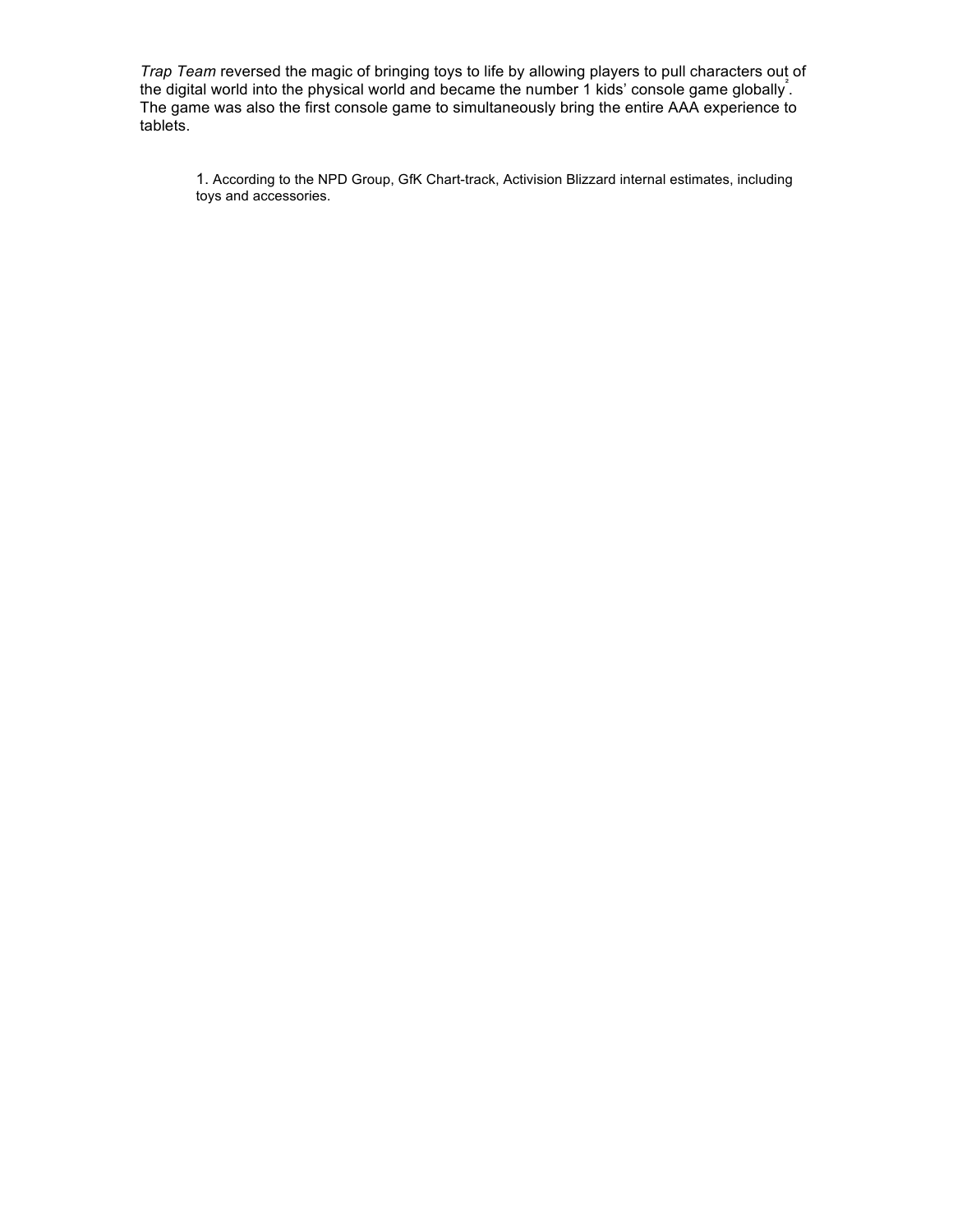*Trap Team* reversed the magic of bringing toys to life by allowing players to pull characters out of the digital world into the physical world and became the number 1 kids' console game globally[2]. The game was also the first console game to simultaneously bring the entire AAA experience to tablets.

1. According to the NPD Group, GfK Chart-track, Activision Blizzard internal estimates, including toys and accessories.